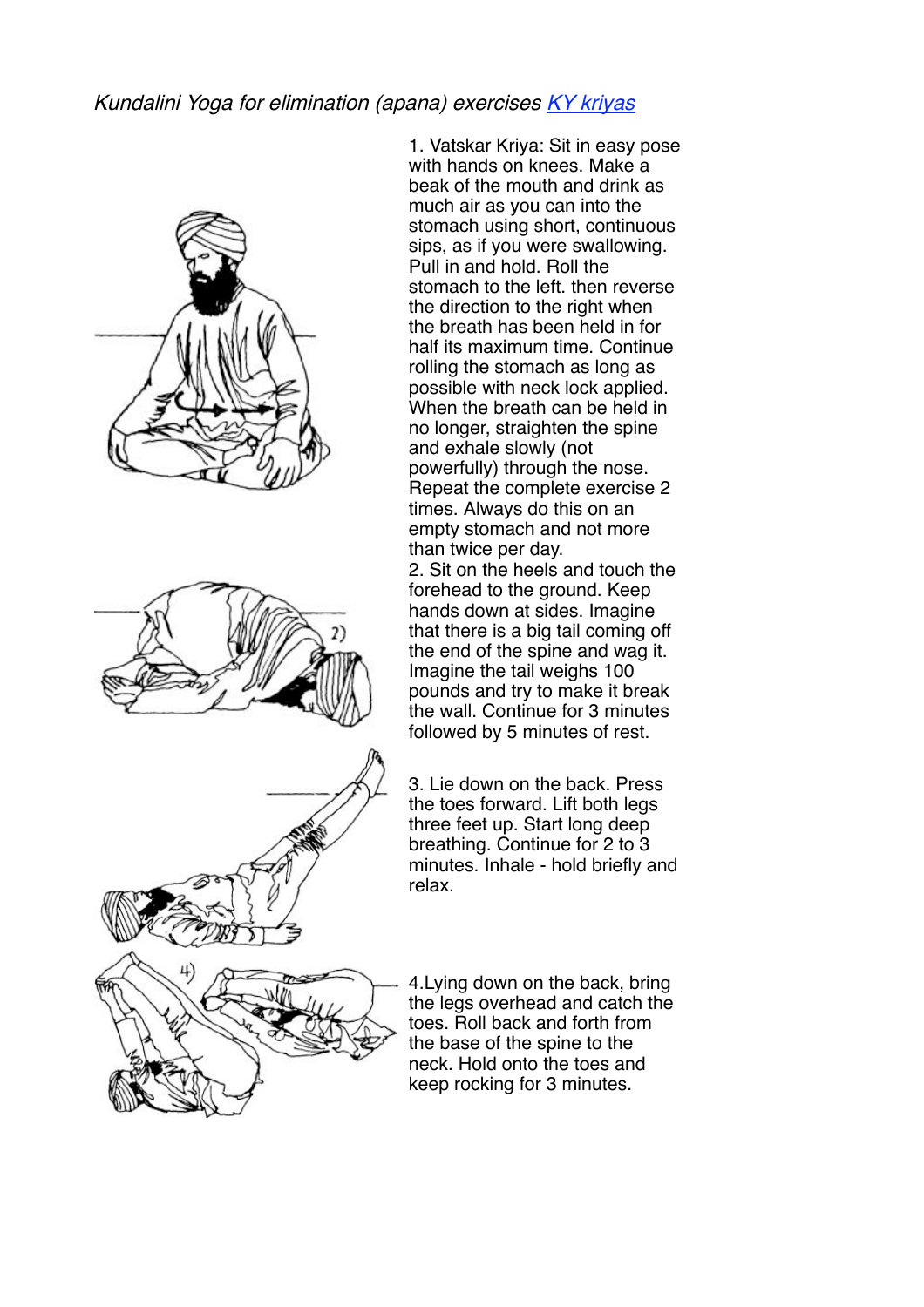*Kundalini Yoga for elimination (apana) exercises [KY kriyas]*

1. Vatskar Kriya: Sit in easy pose with hands on knees. Make a beak of the mouth and drink as much air as you can into the stomach using short, continuous sips, as if you were swallowing. Pull in and hold. Roll the stomach to the left. then reverse the direction to the right when the breath has been held in for half its maximum time. Continue rolling the stomach as long as possible with neck lock applied. When the breath can be held in no longer, straighten the spine and exhale slowly (not powerfully) through the nose. Repeat the complete exercise 2 times. Always do this on an empty stomach and not more than twice per day.

2. Sit on the heels and touch the forehead to the ground. Keep hands down at sides. Imagine that there is a big tail coming off the end of the spine and wag it. Imagine the tail weighs 100 pounds and try to make it break the wall. Continue for 3 minutes followed by 5 minutes of rest.

3. Lie down on the back. Press the toes forward. Lift both legs three feet up. Start long deep breathing. Continue for 2 to 3 minutes. Inhale - hold briefly and relax.

4. Lying down on the back, bring the legs overhead and catch the toes. Roll back and forth from the base of the spine to the neck. Hold onto the toes and keep rocking for 3 minutes.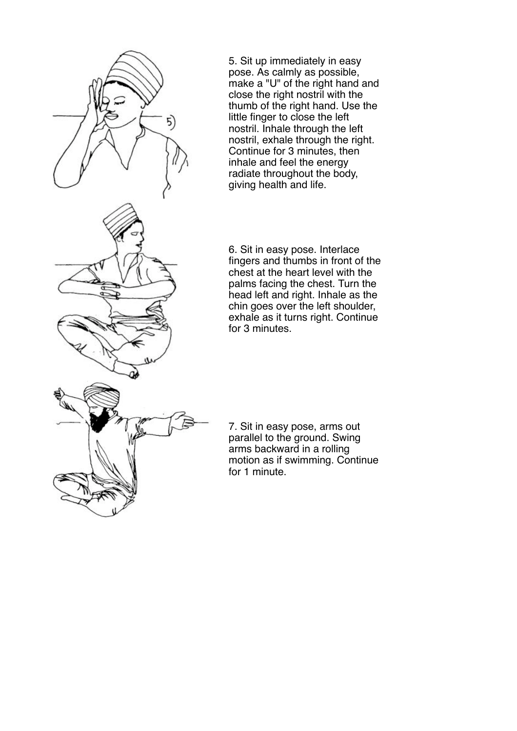5. Sit up immediately in easy pose. As calmly as possible, make a "U" of the right hand and close the right nostril with the thumb of the right hand. Use the little finger to close the left nostril. Inhale through the left nostril, exhale through the right. Continue for 3 minutes, then inhale and feel the energy radiate throughout the body, giving health and life.

6. Sit in easy pose. Interlace fingers and thumbs in front of the chest at the heart level with the palms facing the chest. Turn the head left and right. Inhale as the chin goes over the left shoulder, exhale as it turns right. Continue for 3 minutes.

7. Sit in easy pose, arms out parallel to the ground. Swing arms backward in a rolling motion as if swimming. Continue for 1 minute.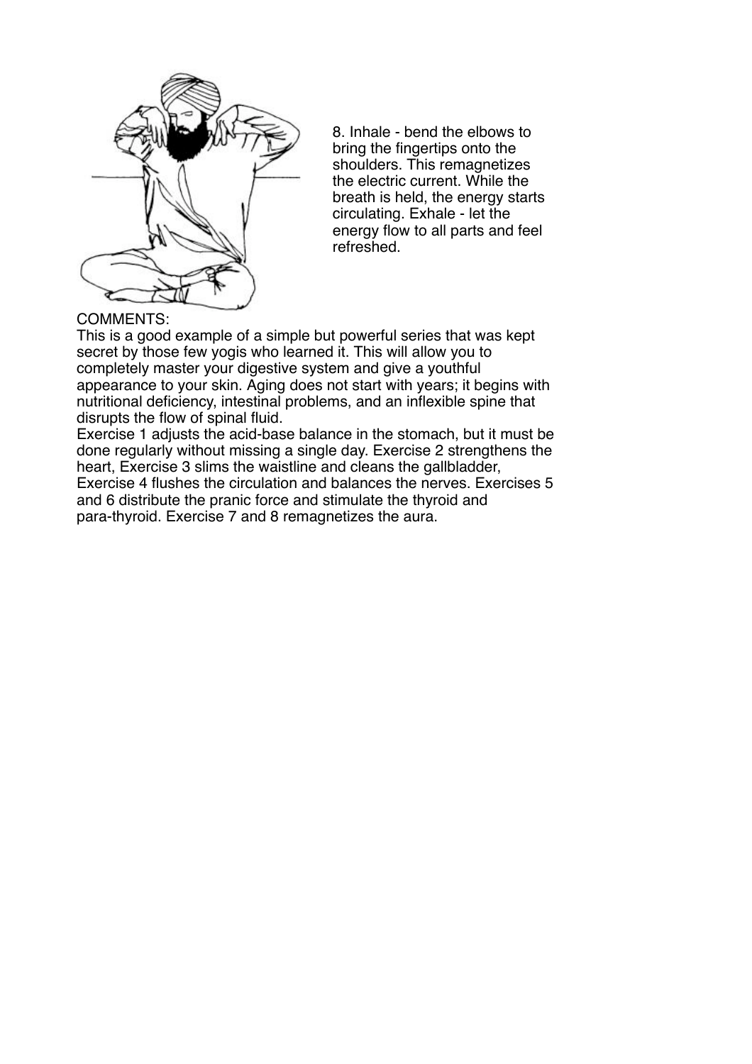8. Inhale - bend the elbows to bring the fingertips onto the shoulders. This remagnetizes the electric current. While the breath is held, the energy starts circulating. Exhale - let the energy flow to all parts and feel refreshed.

COMMENTS:

This is a good example of a simple but powerful series that was kept secret by those few yogis who learned it. This will allow you to completely master your digestive system and give a youthful appearance to your skin. Aging does not start with years; it begins with nutritional deficiency, intestinal problems, and an inflexible spine that disrupts the flow of spinal fluid.

Exercise 1 adjusts the acid-base balance in the stomach, but it must be done regularly without missing a single day. Exercise 2 strengthens the heart, Exercise 3 slims the waistline and cleans the gallbladder, Exercise 4 flushes the circulation and balances the nerves. Exercises 5 and 6 distribute the pranic force and stimulate the thyroid and para-thyroid. Exercise 7 and 8 remagnetizes the aura.